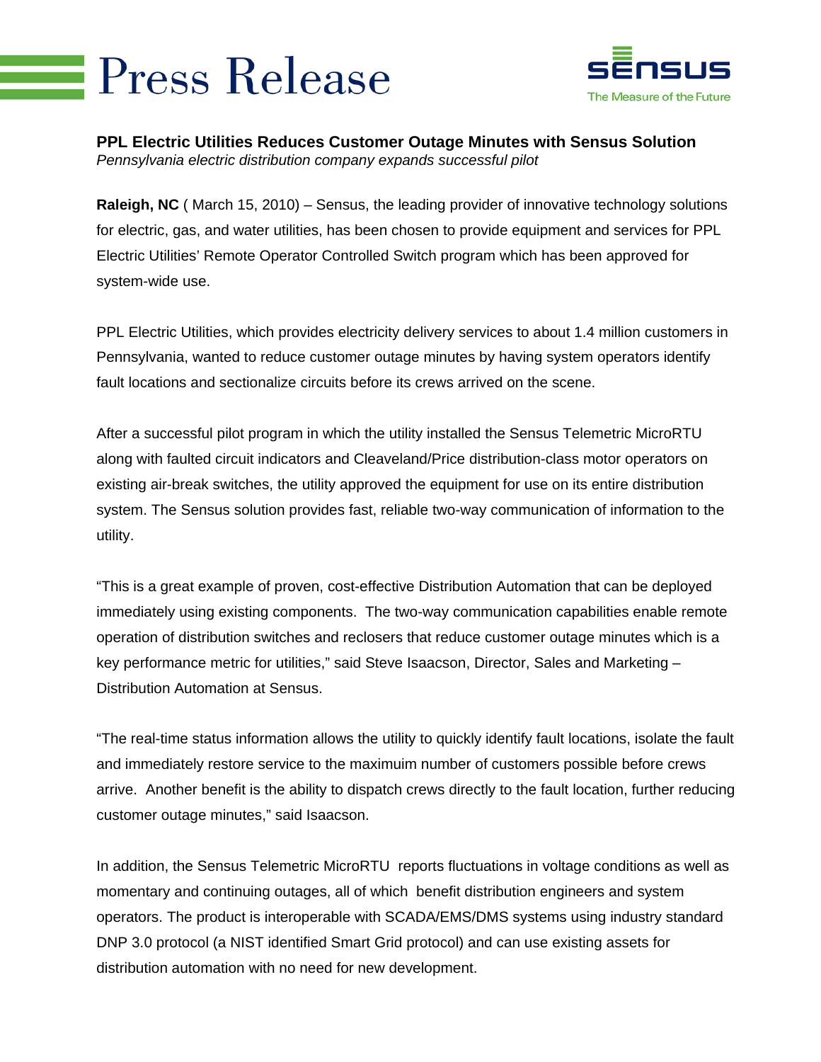# Press Release

Sensus
The Measure of the Future

**PPL Electric Utilities Reduces Customer Outage Minutes with Sensus Solution**
*Pennsylvania electric distribution company expands successful pilot*

**Raleigh, NC** ( March 15, 2010) – Sensus, the leading provider of innovative technology solutions for electric, gas, and water utilities, has been chosen to provide equipment and services for PPL Electric Utilities' Remote Operator Controlled Switch program which has been approved for system-wide use.

PPL Electric Utilities, which provides electricity delivery services to about 1.4 million customers in Pennsylvania, wanted to reduce customer outage minutes by having system operators identify fault locations and sectionalize circuits before its crews arrived on the scene.

After a successful pilot program in which the utility installed the Sensus Telemetric MicroRTU along with faulted circuit indicators and Cleaveland/Price distribution-class motor operators on existing air-break switches, the utility approved the equipment for use on its entire distribution system. The Sensus solution provides fast, reliable two-way communication of information to the utility.

"This is a great example of proven, cost-effective Distribution Automation that can be deployed immediately using existing components. The two-way communication capabilities enable remote operation of distribution switches and reclosers that reduce customer outage minutes which is a key performance metric for utilities," said Steve Isaacson, Director, Sales and Marketing – Distribution Automation at Sensus.

"The real-time status information allows the utility to quickly identify fault locations, isolate the fault and immediately restore service to the maximuim number of customers possible before crews arrive. Another benefit is the ability to dispatch crews directly to the fault location, further reducing customer outage minutes," said Isaacson.

In addition, the Sensus Telemetric MicroRTU reports fluctuations in voltage conditions as well as momentary and continuing outages, all of which benefit distribution engineers and system operators. The product is interoperable with SCADA/EMS/DMS systems using industry standard DNP 3.0 protocol (a NIST identified Smart Grid protocol) and can use existing assets for distribution automation with no need for new development.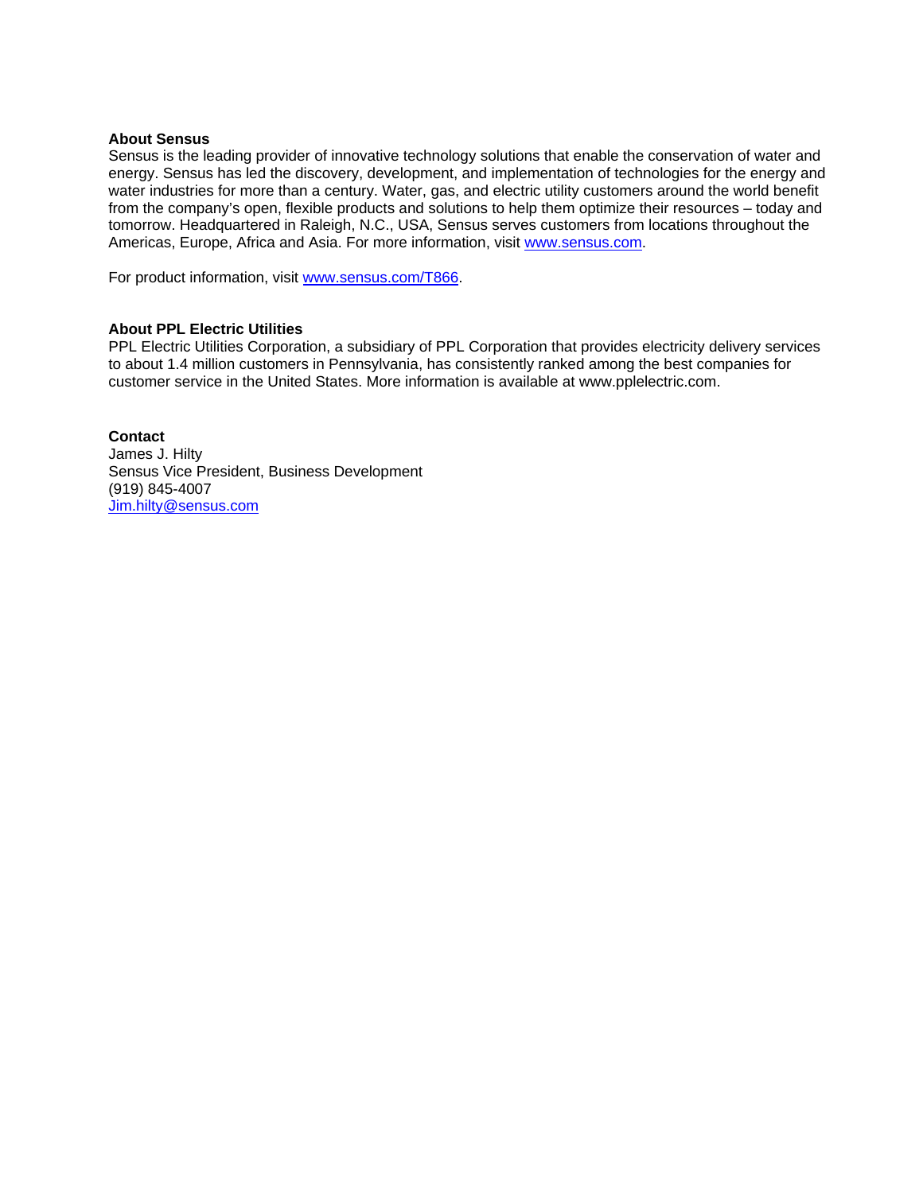**About Sensus**
Sensus is the leading provider of innovative technology solutions that enable the conservation of water and energy. Sensus has led the discovery, development, and implementation of technologies for the energy and water industries for more than a century. Water, gas, and electric utility customers around the world benefit from the company's open, flexible products and solutions to help them optimize their resources – today and tomorrow. Headquartered in Raleigh, N.C., USA, Sensus serves customers from locations throughout the Americas, Europe, Africa and Asia. For more information, visit www.sensus.com.

For product information, visit www.sensus.com/T866.

**About PPL Electric Utilities**
PPL Electric Utilities Corporation, a subsidiary of PPL Corporation that provides electricity delivery services to about 1.4 million customers in Pennsylvania, has consistently ranked among the best companies for customer service in the United States. More information is available at www.pplelectric.com.

**Contact**
James J. Hilty
Sensus Vice President, Business Development
(919) 845-4007
Jim.hilty@sensus.com